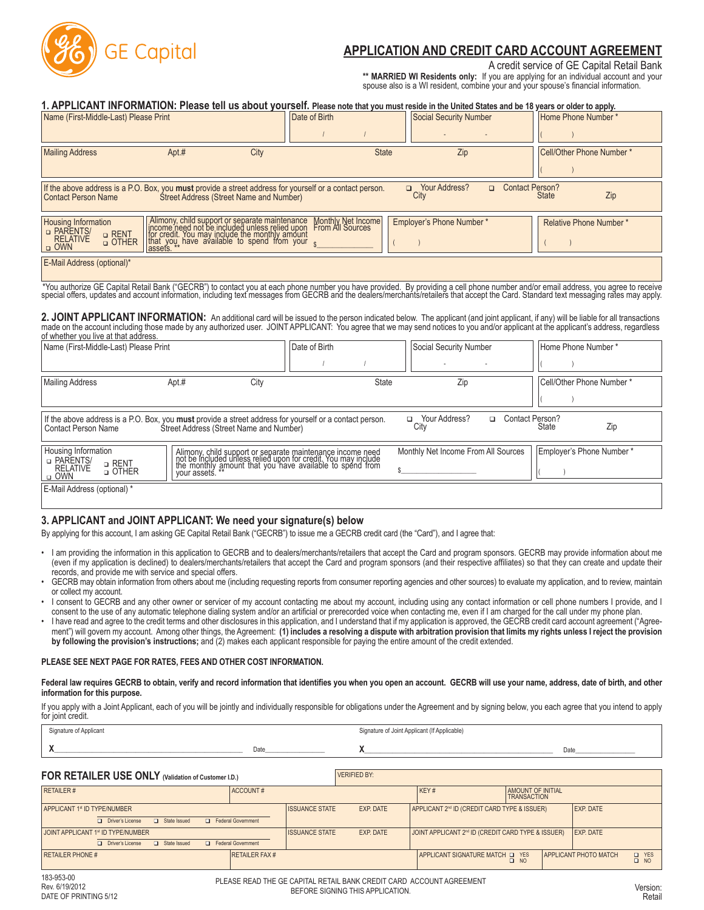GE Capital

# APPLICATION AND CREDIT CARD ACCOUNT AGREEMENT

A credit service of GE Capital Retail Bank

**\*\* MARRIED WI Residents only:** If you are applying for an individual account and your spouse also is a WI resident, combine your and your spouse's financial information.

## 1. APPLICANT INFORMATION: Please tell us about yourself. Please note that you must reside in the United States and be 18 years or older to apply.

| Name (First-Middle-Last) Please Print | Date of Birth / / | Social Security Number - - | Home Phone Number * ( ) |
|---|---|---|---|
| Mailing Address Apt.# City State Zip | | | Cell/Other Phone Number * ( ) |
| If the above address is a P.O. Box, you **must** provide a street address for yourself or a contact person. ❑ Your Address? ❑ Contact Person? Contact Person Name Street Address (Street Name and Number) City State Zip | | | |
| Housing Information ❑ PARENTS/ RELATIVE ❑ OWN ❑ RENT ❑ OTHER | Alimony, child support or separate maintenance income need not be included unless relied upon for credit. You may include the monthly amount that you have available to spend from your assets. \*\* Monthly Net Income From All Sources $______________ | Employer's Phone Number * ( ) | Relative Phone Number * ( ) |
| E-Mail Address (optional)* | | | |

*You authorize GE Capital Retail Bank ("GECRB") to contact you at each phone number you have provided. By providing a cell phone number and/or email address, you agree to receive special offers, updates and account information, including text messages from GECRB and the dealers/merchants/retailers that accept the Card. Standard text messaging rates may apply.

## 2. JOINT APPLICANT INFORMATION:

An additional card will be issued to the person indicated below. The applicant (and joint applicant, if any) will be liable for all transactions made on the account including those made by any authorized user. JOINT APPLICANT: You agree that we may send notices to you and/or applicant at the applicant's address, regardless of whether you live at that address.

| Name (First-Middle-Last) Please Print | Date of Birth / / | Social Security Number - - | Home Phone Number * ( ) |
|---|---|---|---|
| Mailing Address Apt.# City State Zip | | | Cell/Other Phone Number * ( ) |
| If the above address is a P.O. Box, you **must** provide a street address for yourself or a contact person. ❑ Your Address? ❑ Contact Person? Contact Person Name Street Address (Street Name and Number) City State Zip | | | |
| Housing Information ❑ PARENTS/ RELATIVE ❑ OWN ❑ RENT ❑ OTHER | Alimony, child support or separate maintenance income need not be included unless relied upon for credit. You may include the monthly amount that you have available to spend from your assets. \*\* | Monthly Net Income From All Sources $______________ | Employer's Phone Number * ( ) |
| E-Mail Address (optional) * | | | |

## 3. APPLICANT and JOINT APPLICANT: We need your signature(s) below

By applying for this account, I am asking GE Capital Retail Bank ("GECRB") to issue me a GECRB credit card (the "Card"), and I agree that:

- I am providing the information in this application to GECRB and to dealers/merchants/retailers that accept the Card and program sponsors. GECRB may provide information about me (even if my application is declined) to dealers/merchants/retailers that accept the Card and program sponsors (and their respective affiliates) so that they can create and update their records, and provide me with service and special offers.
- GECRB may obtain information from others about me (including requesting reports from consumer reporting agencies and other sources) to evaluate my application, and to review, maintain or collect my account.
- I consent to GECRB and any other owner or servicer of my account contacting me about my account, including using any contact information or cell phone numbers I provide, and I consent to the use of any automatic telephone dialing system and/or an artificial or prerecorded voice when contacting me, even if I am charged for the call under my phone plan.
- I have read and agree to the credit terms and other disclosures in this application, and I understand that if my application is approved, the GECRB credit card account agreement ("Agreement") will govern my account. Among other things, the Agreement: **(1) includes a resolving a dispute with arbitration provision that limits my rights unless I reject the provision by following the provision's instructions;** and (2) makes each applicant responsible for paying the entire amount of the credit extended.

**PLEASE SEE NEXT PAGE FOR RATES, FEES AND OTHER COST INFORMATION.**

**Federal law requires GECRB to obtain, verify and record information that identifies you when you open an account. GECRB will use your name, address, date of birth, and other information for this purpose.**

If you apply with a Joint Applicant, each of you will be jointly and individually responsible for obligations under the Agreement and by signing below, you each agree that you intend to apply for joint credit.

| Signature of Applicant | | Signature of Joint Applicant (If Applicable) | |
|---|---|---|---|
| X______________________________ | Date____________ | X______________________________ | Date____________ |

## FOR RETAILER USE ONLY (Validation of Customer I.D.)

| | | VERIFIED BY: | | | |
|---|---|---|---|---|---|
| RETAILER # | ACCOUNT # | | KEY # | AMOUNT OF INITIAL TRANSACTION | |
| APPLICANT 1st ID TYPE/NUMBER ❑ Driver's License ❑ State Issued ❑ Federal Government | | ISSUANCE STATE | EXP. DATE | APPLICANT 2nd ID (CREDIT CARD TYPE & ISSUER) | EXP. DATE |
| JOINT APPLICANT 1st ID TYPE/NUMBER ❑ Driver's License ❑ State Issued ❑ Federal Government | | ISSUANCE STATE | EXP. DATE | JOINT APPLICANT 2nd ID (CREDIT CARD TYPE & ISSUER) | EXP. DATE |
| RETAILER PHONE # | RETAILER FAX # | | APPLICANT SIGNATURE MATCH ❑ YES ❑ NO | APPLICANT PHOTO MATCH | ❑ YES ❑ NO |

183-953-00
Rev. 6/19/2012
DATE OF PRINTING 5/12

PLEASE READ THE GE CAPITAL RETAIL BANK CREDIT CARD ACCOUNT AGREEMENT BEFORE SIGNING THIS APPLICATION.

Version: Retail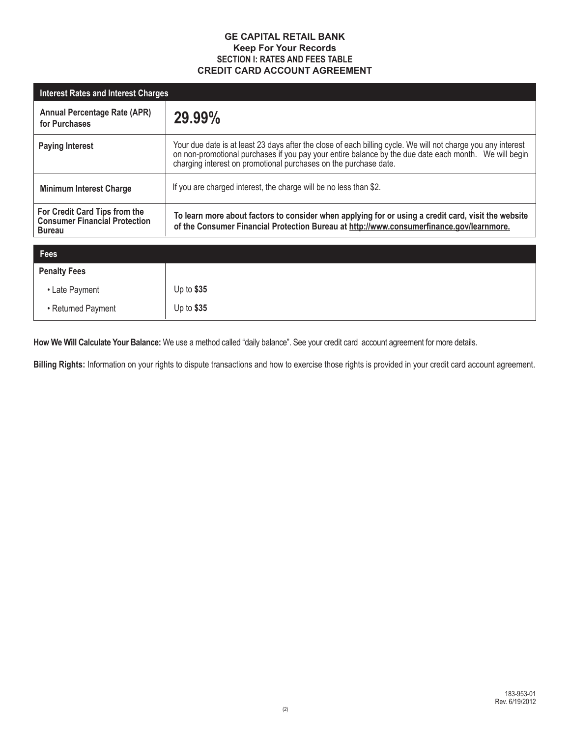**GE CAPITAL RETAIL BANK**
**Keep For Your Records**
**SECTION I: RATES AND FEES TABLE**
**CREDIT CARD ACCOUNT AGREEMENT**

| Interest Rates and Interest Charges | |
|---|---|
| **Annual Percentage Rate (APR) for Purchases** | **29.99%** |
| **Paying Interest** | Your due date is at least 23 days after the close of each billing cycle. We will not charge you any interest on non-promotional purchases if you pay your entire balance by the due date each month. We will begin charging interest on promotional purchases on the purchase date. |
| **Minimum Interest Charge** | If you are charged interest, the charge will be no less than $2. |
| **For Credit Card Tips from the Consumer Financial Protection Bureau** | **To learn more about factors to consider when applying for or using a credit card, visit the website of the Consumer Financial Protection Bureau at http://www.consumerfinance.gov/learnmore.** |

| Fees | |
|---|---|
| **Penalty Fees** | |
| • Late Payment | Up to **$35** |
| • Returned Payment | Up to **$35** |

**How We Will Calculate Your Balance:** We use a method called "daily balance". See your credit card account agreement for more details.

**Billing Rights:** Information on your rights to dispute transactions and how to exercise those rights is provided in your credit card account agreement.

183-953-01
Rev. 6/19/2012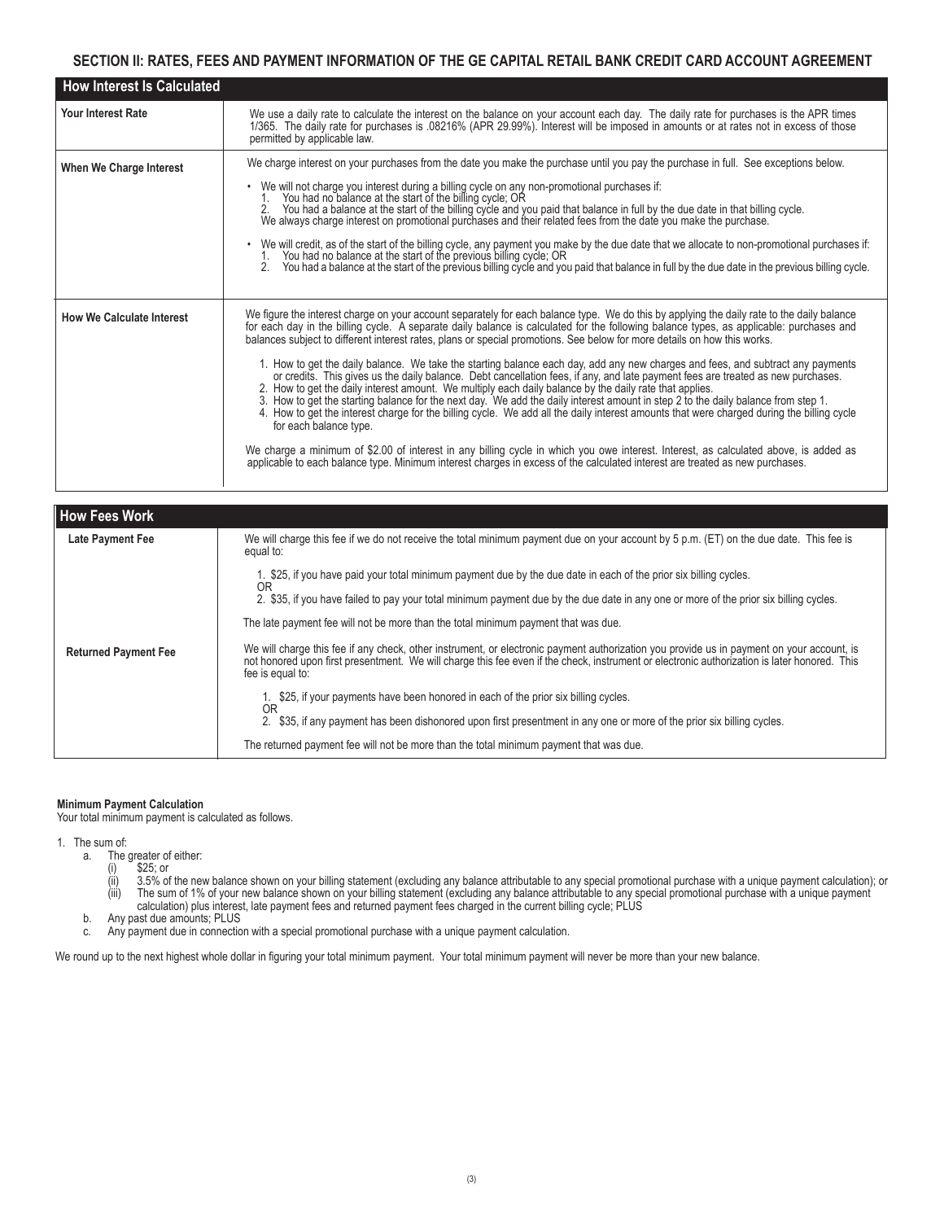## SECTION II: RATES, FEES AND PAYMENT INFORMATION OF THE GE CAPITAL RETAIL BANK CREDIT CARD ACCOUNT AGREEMENT

| How Interest Is Calculated | |
|---|---|
| **Your Interest Rate** | We use a daily rate to calculate the interest on the balance on your account each day. The daily rate for purchases is the APR times 1/365. The daily rate for purchases is .08216% (APR 29.99%). Interest will be imposed in amounts or at rates not in excess of those permitted by applicable law. |
| **When We Charge Interest** | We charge interest on your purchases from the date you make the purchase until you pay the purchase in full. See exceptions below.<br><br>• We will not charge you interest during a billing cycle on any non-promotional purchases if:<br>1. You had no balance at the start of the billing cycle; OR<br>2. You had a balance at the start of the billing cycle and you paid that balance in full by the due date in that billing cycle.<br>We always charge interest on promotional purchases and their related fees from the date you make the purchase.<br><br>• We will credit, as of the start of the billing cycle, any payment you make by the due date that we allocate to non-promotional purchases if:<br>1. You had no balance at the start of the previous billing cycle; OR<br>2. You had a balance at the start of the previous billing cycle and you paid that balance in full by the due date in the previous billing cycle. |
| **How We Calculate Interest** | We figure the interest charge on your account separately for each balance type. We do this by applying the daily rate to the daily balance for each day in the billing cycle. A separate daily balance is calculated for the following balance types, as applicable: purchases and balances subject to different interest rates, plans or special promotions. See below for more details on how this works.<br><br>1. How to get the daily balance. We take the starting balance each day, add any new charges and fees, and subtract any payments or credits. This gives us the daily balance. Debt cancellation fees, if any, and late payment fees are treated as new purchases.<br>2. How to get the daily interest amount. We multiply each daily balance by the daily rate that applies.<br>3. How to get the starting balance for the next day. We add the daily interest amount in step 2 to the daily balance from step 1.<br>4. How to get the interest charge for the billing cycle. We add all the daily interest amounts that were charged during the billing cycle for each balance type.<br><br>We charge a minimum of $2.00 of interest in any billing cycle in which you owe interest. Interest, as calculated above, is added as applicable to each balance type. Minimum interest charges in excess of the calculated interest are treated as new purchases. |

| How Fees Work | |
|---|---|
| **Late Payment Fee** | We will charge this fee if we do not receive the total minimum payment due on your account by 5 p.m. (ET) on the due date. This fee is equal to:<br><br>1. $25, if you have paid your total minimum payment due by the due date in each of the prior six billing cycles.<br>OR<br>2. $35, if you have failed to pay your total minimum payment due by the due date in any one or more of the prior six billing cycles.<br><br>The late payment fee will not be more than the total minimum payment that was due. |
| **Returned Payment Fee** | We will charge this fee if any check, other instrument, or electronic payment authorization you provide us in payment on your account, is not honored upon first presentment. We will charge this fee even if the check, instrument or electronic authorization is later honored. This fee is equal to:<br><br>1. $25, if your payments have been honored in each of the prior six billing cycles.<br>OR<br>2. $35, if any payment has been dishonored upon first presentment in any one or more of the prior six billing cycles.<br><br>The returned payment fee will not be more than the total minimum payment that was due. |

**Minimum Payment Calculation**
Your total minimum payment is calculated as follows.

1. The sum of:
   a. The greater of either:
      (i) $25; or
      (ii) 3.5% of the new balance shown on your billing statement (excluding any balance attributable to any special promotional purchase with a unique payment calculation); or
      (iii) The sum of 1% of your new balance shown on your billing statement (excluding any balance attributable to any special promotional purchase with a unique payment calculation) plus interest, late payment fees and returned payment fees charged in the current billing cycle; PLUS
   b. Any past due amounts; PLUS
   c. Any payment due in connection with a special promotional purchase with a unique payment calculation.

We round up to the next highest whole dollar in figuring your total minimum payment. Your total minimum payment will never be more than your new balance.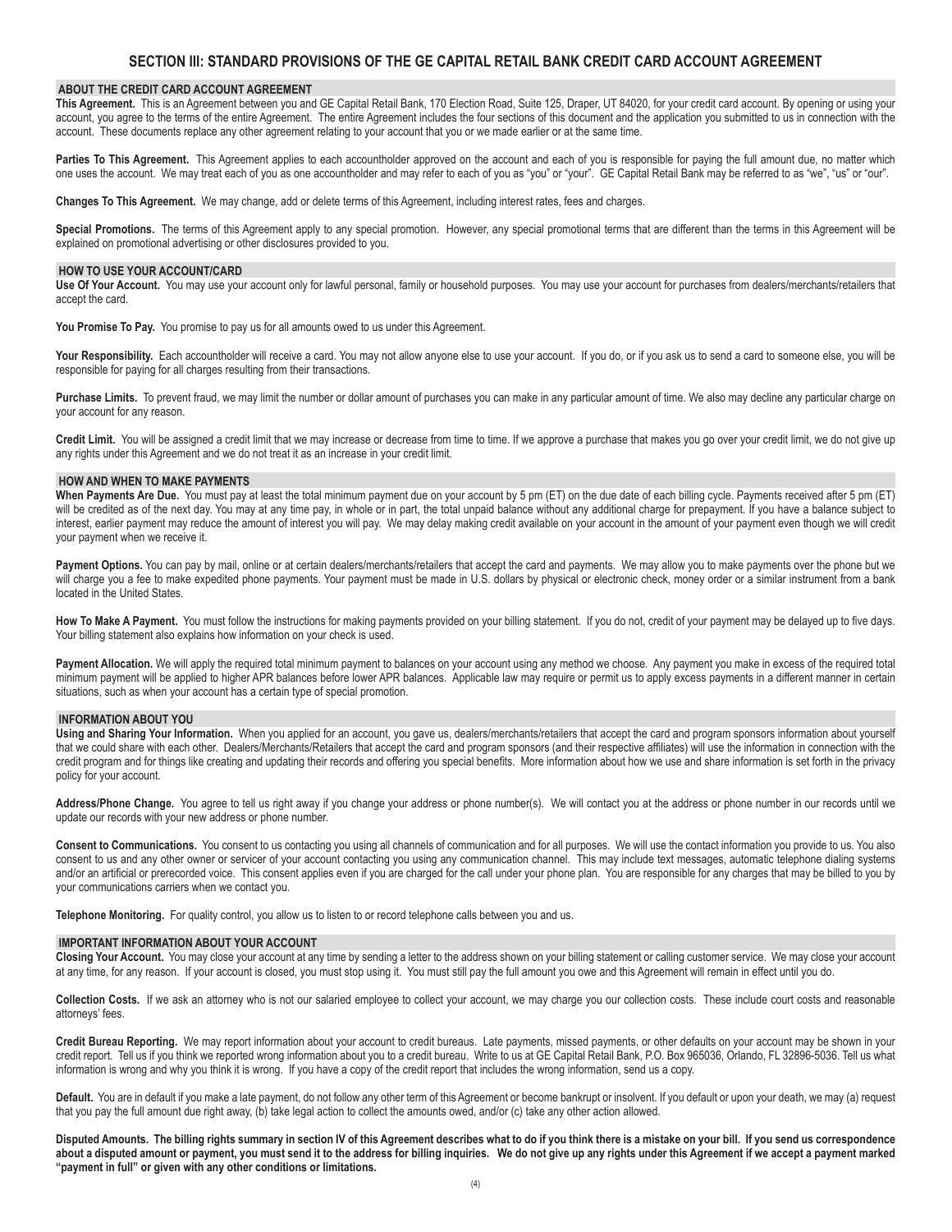# SECTION III: STANDARD PROVISIONS OF THE GE CAPITAL RETAIL BANK CREDIT CARD ACCOUNT AGREEMENT

## ABOUT THE CREDIT CARD ACCOUNT AGREEMENT

**This Agreement.** This is an Agreement between you and GE Capital Retail Bank, 170 Election Road, Suite 125, Draper, UT 84020, for your credit card account. By opening or using your account, you agree to the terms of the entire Agreement. The entire Agreement includes the four sections of this document and the application you submitted to us in connection with the account. These documents replace any other agreement relating to your account that you or we made earlier or at the same time.

**Parties To This Agreement.** This Agreement applies to each accountholder approved on the account and each of you is responsible for paying the full amount due, no matter which one uses the account. We may treat each of you as one accountholder and may refer to each of you as "you" or "your". GE Capital Retail Bank may be referred to as "we", "us" or "our".

**Changes To This Agreement.** We may change, add or delete terms of this Agreement, including interest rates, fees and charges.

**Special Promotions.** The terms of this Agreement apply to any special promotion. However, any special promotional terms that are different than the terms in this Agreement will be explained on promotional advertising or other disclosures provided to you.

## HOW TO USE YOUR ACCOUNT/CARD

**Use Of Your Account.** You may use your account only for lawful personal, family or household purposes. You may use your account for purchases from dealers/merchants/retailers that accept the card.

**You Promise To Pay.** You promise to pay us for all amounts owed to us under this Agreement.

**Your Responsibility.** Each accountholder will receive a card. You may not allow anyone else to use your account. If you do, or if you ask us to send a card to someone else, you will be responsible for paying for all charges resulting from their transactions.

**Purchase Limits.** To prevent fraud, we may limit the number or dollar amount of purchases you can make in any particular amount of time. We also may decline any particular charge on your account for any reason.

**Credit Limit.** You will be assigned a credit limit that we may increase or decrease from time to time. If we approve a purchase that makes you go over your credit limit, we do not give up any rights under this Agreement and we do not treat it as an increase in your credit limit.

## HOW AND WHEN TO MAKE PAYMENTS

**When Payments Are Due.** You must pay at least the total minimum payment due on your account by 5 pm (ET) on the due date of each billing cycle. Payments received after 5 pm (ET) will be credited as of the next day. You may at any time pay, in whole or in part, the total unpaid balance without any additional charge for prepayment. If you have a balance subject to interest, earlier payment may reduce the amount of interest you will pay. We may delay making credit available on your account in the amount of your payment even though we will credit your payment when we receive it.

**Payment Options.** You can pay by mail, online or at certain dealers/merchants/retailers that accept the card and payments. We may allow you to make payments over the phone but we will charge you a fee to make expedited phone payments. Your payment must be made in U.S. dollars by physical or electronic check, money order or a similar instrument from a bank located in the United States.

**How To Make A Payment.** You must follow the instructions for making payments provided on your billing statement. If you do not, credit of your payment may be delayed up to five days. Your billing statement also explains how information on your check is used.

**Payment Allocation.** We will apply the required total minimum payment to balances on your account using any method we choose. Any payment you make in excess of the required total minimum payment will be applied to higher APR balances before lower APR balances. Applicable law may require or permit us to apply excess payments in a different manner in certain situations, such as when your account has a certain type of special promotion.

## INFORMATION ABOUT YOU

**Using and Sharing Your Information.** When you applied for an account, you gave us, dealers/merchants/retailers that accept the card and program sponsors information about yourself that we could share with each other. Dealers/Merchants/Retailers that accept the card and program sponsors (and their respective affiliates) will use the information in connection with the credit program and for things like creating and updating their records and offering you special benefits. More information about how we use and share information is set forth in the privacy policy for your account.

**Address/Phone Change.** You agree to tell us right away if you change your address or phone number(s). We will contact you at the address or phone number in our records until we update our records with your new address or phone number.

**Consent to Communications.** You consent to us contacting you using all channels of communication and for all purposes. We will use the contact information you provide to us. You also consent to us and any other owner or servicer of your account contacting you using any communication channel. This may include text messages, automatic telephone dialing systems and/or an artificial or prerecorded voice. This consent applies even if you are charged for the call under your phone plan. You are responsible for any charges that may be billed to you by your communications carriers when we contact you.

**Telephone Monitoring.** For quality control, you allow us to listen to or record telephone calls between you and us.

## IMPORTANT INFORMATION ABOUT YOUR ACCOUNT

**Closing Your Account.** You may close your account at any time by sending a letter to the address shown on your billing statement or calling customer service. We may close your account at any time, for any reason. If your account is closed, you must stop using it. You must still pay the full amount you owe and this Agreement will remain in effect until you do.

**Collection Costs.** If we ask an attorney who is not our salaried employee to collect your account, we may charge you our collection costs. These include court costs and reasonable attorneys' fees.

**Credit Bureau Reporting.** We may report information about your account to credit bureaus. Late payments, missed payments, or other defaults on your account may be shown in your credit report. Tell us if you think we reported wrong information about you to a credit bureau. Write to us at GE Capital Retail Bank, P.O. Box 965036, Orlando, FL 32896-5036. Tell us what information is wrong and why you think it is wrong. If you have a copy of the credit report that includes the wrong information, send us a copy.

**Default.** You are in default if you make a late payment, do not follow any other term of this Agreement or become bankrupt or insolvent. If you default or upon your death, we may (a) request that you pay the full amount due right away, (b) take legal action to collect the amounts owed, and/or (c) take any other action allowed.

**Disputed Amounts. The billing rights summary in section IV of this Agreement describes what to do if you think there is a mistake on your bill. If you send us correspondence about a disputed amount or payment, you must send it to the address for billing inquiries. We do not give up any rights under this Agreement if we accept a payment marked "payment in full" or given with any other conditions or limitations.**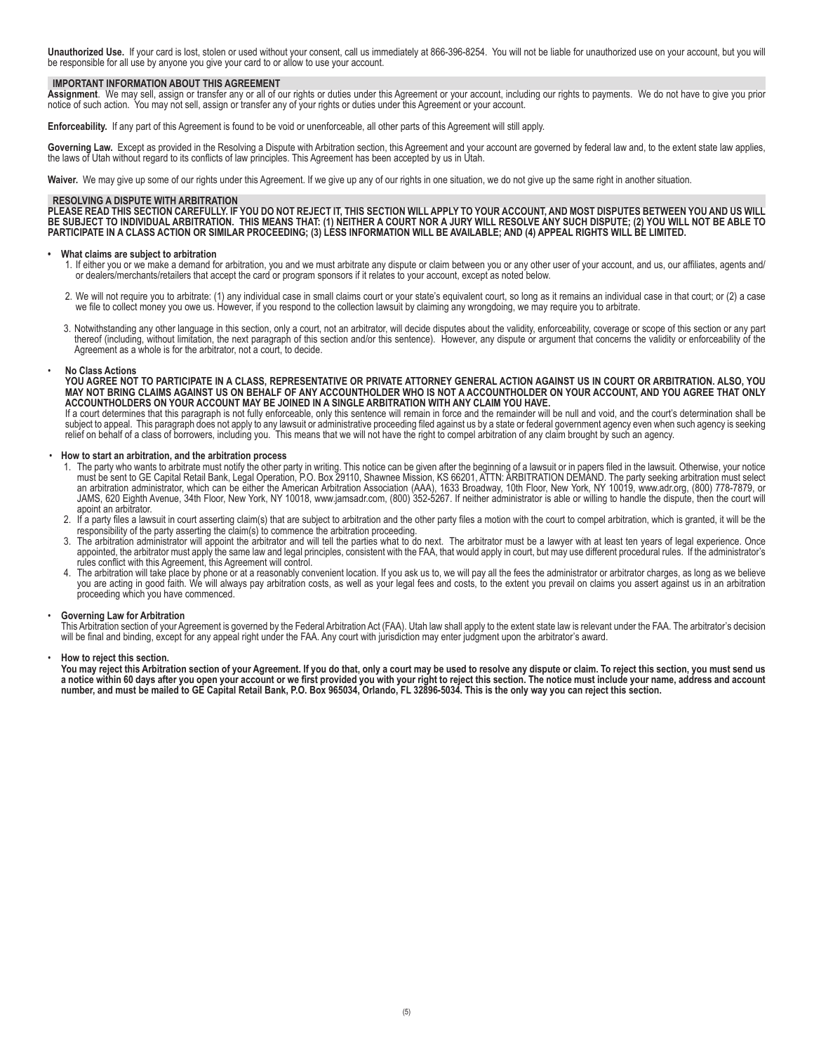**Unauthorized Use.** If your card is lost, stolen or used without your consent, call us immediately at 866-396-8254. You will not be liable for unauthorized use on your account, but you will be responsible for all use by anyone you give your card to or allow to use your account.

## IMPORTANT INFORMATION ABOUT THIS AGREEMENT

**Assignment**. We may sell, assign or transfer any or all of our rights or duties under this Agreement or your account, including our rights to payments. We do not have to give you prior notice of such action. You may not sell, assign or transfer any of your rights or duties under this Agreement or your account.

**Enforceability.** If any part of this Agreement is found to be void or unenforceable, all other parts of this Agreement will still apply.

**Governing Law.** Except as provided in the Resolving a Dispute with Arbitration section, this Agreement and your account are governed by federal law and, to the extent state law applies, the laws of Utah without regard to its conflicts of law principles. This Agreement has been accepted by us in Utah.

**Waiver.** We may give up some of our rights under this Agreement. If we give up any of our rights in one situation, we do not give up the same right in another situation.

## RESOLVING A DISPUTE WITH ARBITRATION

**PLEASE READ THIS SECTION CAREFULLY. IF YOU DO NOT REJECT IT, THIS SECTION WILL APPLY TO YOUR ACCOUNT, AND MOST DISPUTES BETWEEN YOU AND US WILL BE SUBJECT TO INDIVIDUAL ARBITRATION. THIS MEANS THAT: (1) NEITHER A COURT NOR A JURY WILL RESOLVE ANY SUCH DISPUTE; (2) YOU WILL NOT BE ABLE TO PARTICIPATE IN A CLASS ACTION OR SIMILAR PROCEEDING; (3) LESS INFORMATION WILL BE AVAILABLE; AND (4) APPEAL RIGHTS WILL BE LIMITED.**

- **What claims are subject to arbitration**
  1. If either you or we make a demand for arbitration, you and we must arbitrate any dispute or claim between you or any other user of your account, and us, our affiliates, agents and/or dealers/merchants/retailers that accept the card or program sponsors if it relates to your account, except as noted below.
  2. We will not require you to arbitrate: (1) any individual case in small claims court or your state's equivalent court, so long as it remains an individual case in that court; or (2) a case we file to collect money you owe us. However, if you respond to the collection lawsuit by claiming any wrongdoing, we may require you to arbitrate.
  3. Notwithstanding any other language in this section, only a court, not an arbitrator, will decide disputes about the validity, enforceability, coverage or scope of this section or any part thereof (including, without limitation, the next paragraph of this section and/or this sentence). However, any dispute or argument that concerns the validity or enforceability of the Agreement as a whole is for the arbitrator, not a court, to decide.

- **No Class Actions**

  **YOU AGREE NOT TO PARTICIPATE IN A CLASS, REPRESENTATIVE OR PRIVATE ATTORNEY GENERAL ACTION AGAINST US IN COURT OR ARBITRATION. ALSO, YOU MAY NOT BRING CLAIMS AGAINST US ON BEHALF OF ANY ACCOUNTHOLDER WHO IS NOT A ACCOUNTHOLDER ON YOUR ACCOUNT, AND YOU AGREE THAT ONLY ACCOUNTHOLDERS ON YOUR ACCOUNT MAY BE JOINED IN A SINGLE ARBITRATION WITH ANY CLAIM YOU HAVE.**

  If a court determines that this paragraph is not fully enforceable, only this sentence will remain in force and the remainder will be null and void, and the court's determination shall be subject to appeal. This paragraph does not apply to any lawsuit or administrative proceeding filed against us by a state or federal government agency even when such agency is seeking relief on behalf of a class of borrowers, including you. This means that we will not have the right to compel arbitration of any claim brought by such an agency.

- **How to start an arbitration, and the arbitration process**
  1. The party who wants to arbitrate must notify the other party in writing. This notice can be given after the beginning of a lawsuit or in papers filed in the lawsuit. Otherwise, your notice must be sent to GE Capital Retail Bank, Legal Operation, P.O. Box 29110, Shawnee Mission, KS 66201, ATTN: ARBITRATION DEMAND. The party seeking arbitration must select an arbitration administrator, which can be either the American Arbitration Association (AAA), 1633 Broadway, 10th Floor, New York, NY 10019, www.adr.org, (800) 778-7879, or JAMS, 620 Eighth Avenue, 34th Floor, New York, NY 10018, www.jamsadr.com, (800) 352-5267. If neither administrator is able or willing to handle the dispute, then the court will apoint an arbitrator.
  2. If a party files a lawsuit in court asserting claim(s) that are subject to arbitration and the other party files a motion with the court to compel arbitration, which is granted, it will be the responsibility of the party asserting the claim(s) to commence the arbitration proceeding.
  3. The arbitration administrator will appoint the arbitrator and will tell the parties what to do next. The arbitrator must be a lawyer with at least ten years of legal experience. Once appointed, the arbitrator must apply the same law and legal principles, consistent with the FAA, that would apply in court, but may use different procedural rules. If the administrator's rules conflict with this Agreement, this Agreement will control.
  4. The arbitration will take place by phone or at a reasonably convenient location. If you ask us to, we will pay all the fees the administrator or arbitrator charges, as long as we believe you are acting in good faith. We will always pay arbitration costs, as well as your legal fees and costs, to the extent you prevail on claims you assert against us in an arbitration proceeding which you have commenced.

- **Governing Law for Arbitration**

  This Arbitration section of your Agreement is governed by the Federal Arbitration Act (FAA). Utah law shall apply to the extent state law is relevant under the FAA. The arbitrator's decision will be final and binding, except for any appeal right under the FAA. Any court with jurisdiction may enter judgment upon the arbitrator's award.

- **How to reject this section.**

  **You may reject this Arbitration section of your Agreement. If you do that, only a court may be used to resolve any dispute or claim. To reject this section, you must send us a notice within 60 days after you open your account or we first provided you with your right to reject this section. The notice must include your name, address and account number, and must be mailed to GE Capital Retail Bank, P.O. Box 965034, Orlando, FL 32896-5034. This is the only way you can reject this section.**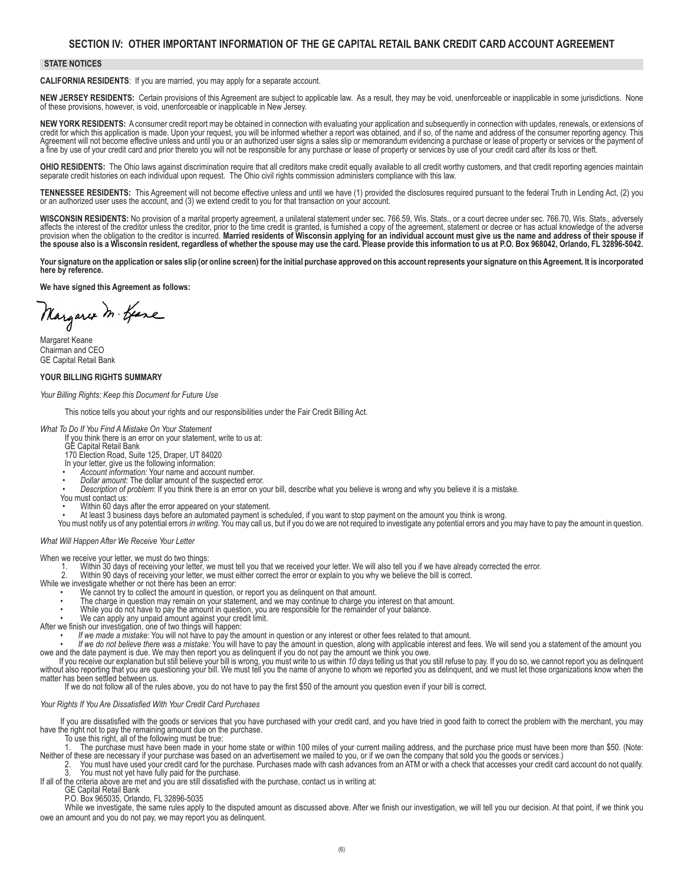## SECTION IV: OTHER IMPORTANT INFORMATION OF THE GE CAPITAL RETAIL BANK CREDIT CARD ACCOUNT AGREEMENT

### STATE NOTICES

**CALIFORNIA RESIDENTS**: If you are married, you may apply for a separate account.

**NEW JERSEY RESIDENTS:** Certain provisions of this Agreement are subject to applicable law. As a result, they may be void, unenforceable or inapplicable in some jurisdictions. None of these provisions, however, is void, unenforceable or inapplicable in New Jersey.

**NEW YORK RESIDENTS:** A consumer credit report may be obtained in connection with evaluating your application and subsequently in connection with updates, renewals, or extensions of credit for which this application is made. Upon your request, you will be informed whether a report was obtained, and if so, of the name and address of the consumer reporting agency. This Agreement will not become effective unless and until you or an authorized user signs a sales slip or memorandum evidencing a purchase or lease of property or services or the payment of a fine by use of your credit card and prior thereto you will not be responsible for any purchase or lease of property or services by use of your credit card after its loss or theft.

**OHIO RESIDENTS:** The Ohio laws against discrimination require that all creditors make credit equally available to all credit worthy customers, and that credit reporting agencies maintain separate credit histories on each individual upon request. The Ohio civil rights commission administers compliance with this law.

**TENNESSEE RESIDENTS:** This Agreement will not become effective unless and until we have (1) provided the disclosures required pursuant to the federal Truth in Lending Act, (2) you or an authorized user uses the account, and (3) we extend credit to you for that transaction on your account.

**WISCONSIN RESIDENTS:** No provision of a marital property agreement, a unilateral statement under sec. 766.59, Wis. Stats., or a court decree under sec. 766.70, Wis. Stats., adversely affects the interest of the creditor unless the creditor, prior to the time credit is granted, is furnished a copy of the agreement, statement or decree or has actual knowledge of the adverse provision when the obligation to the creditor is incurred. **Married residents of Wisconsin applying for an individual account must give us the name and address of their spouse if the spouse also is a Wisconsin resident, regardless of whether the spouse may use the card. Please provide this information to us at P.O. Box 968042, Orlando, FL 32896-5042.**

**Your signature on the application or sales slip (or online screen) for the initial purchase approved on this account represents your signature on this Agreement. It is incorporated here by reference.**

**We have signed this Agreement as follows:**

Margaret M. Keane

Margaret Keane
Chairman and CEO
GE Capital Retail Bank

### YOUR BILLING RIGHTS SUMMARY

*Your Billing Rights: Keep this Document for Future Use*

This notice tells you about your rights and our responsibilities under the Fair Credit Billing Act.

*What To Do If You Find A Mistake On Your Statement*

If you think there is an error on your statement, write to us at:
GE Capital Retail Bank
170 Election Road, Suite 125, Draper, UT 84020

In your letter, give us the following information:

- *Account information:* Your name and account number.
- *Dollar amount:* The dollar amount of the suspected error.
- *Description of problem*: If you think there is an error on your bill, describe what you believe is wrong and why you believe it is a mistake.

You must contact us:

- Within 60 days after the error appeared on your statement.
- At least 3 business days before an automated payment is scheduled, if you want to stop payment on the amount you think is wrong.

You must notify us of any potential errors *in writing*. You may call us, but if you do we are not required to investigate any potential errors and you may have to pay the amount in question.

*What Will Happen After We Receive Your Letter*

When we receive your letter, we must do two things:

1. Within 30 days of receiving your letter, we must tell you that we received your letter. We will also tell you if we have already corrected the error.
2. Within 90 days of receiving your letter, we must either correct the error or explain to you why we believe the bill is correct.

While we investigate whether or not there has been an error:

- We cannot try to collect the amount in question, or report you as delinquent on that amount.
- The charge in question may remain on your statement, and we may continue to charge you interest on that amount.
- While you do not have to pay the amount in question, you are responsible for the remainder of your balance.
- We can apply any unpaid amount against your credit limit.

After we finish our investigation, one of two things will happen:

- *If we made a mistake:* You will not have to pay the amount in question or any interest or other fees related to that amount.
- *If we do not believe there was a mistake:* You will have to pay the amount in question, along with applicable interest and fees. We will send you a statement of the amount you owe and the date payment is due. We may then report you as delinquent if you do not pay the amount we think you owe.

If you receive our explanation but still believe your bill is wrong, you must write to us within *10 days* telling us that you still refuse to pay. If you do so, we cannot report you as delinquent without also reporting that you are questioning your bill. We must tell you the name of anyone to whom we reported you as delinquent, and we must let those organizations know when the matter has been settled between us.

If we do not follow all of the rules above, you do not have to pay the first $50 of the amount you question even if your bill is correct.

*Your Rights If You Are Dissatisfied With Your Credit Card Purchases*

If you are dissatisfied with the goods or services that you have purchased with your credit card, and you have tried in good faith to correct the problem with the merchant, you may have the right not to pay the remaining amount due on the purchase.

To use this right, all of the following must be true:

1. The purchase must have been made in your home state or within 100 miles of your current mailing address, and the purchase price must have been more than $50. (Note: Neither of these are necessary if your purchase was based on an advertisement we mailed to you, or if we own the company that sold you the goods or services.)
2. You must have used your credit card for the purchase. Purchases made with cash advances from an ATM or with a check that accesses your credit card account do not qualify.
3. You must not yet have fully paid for the purchase.

If all of the criteria above are met and you are still dissatisfied with the purchase, contact us in writing at:
GE Capital Retail Bank
P.O. Box 965035, Orlando, FL 32896-5035

While we investigate, the same rules apply to the disputed amount as discussed above. After we finish our investigation, we will tell you our decision. At that point, if we think you owe an amount and you do not pay, we may report you as delinquent.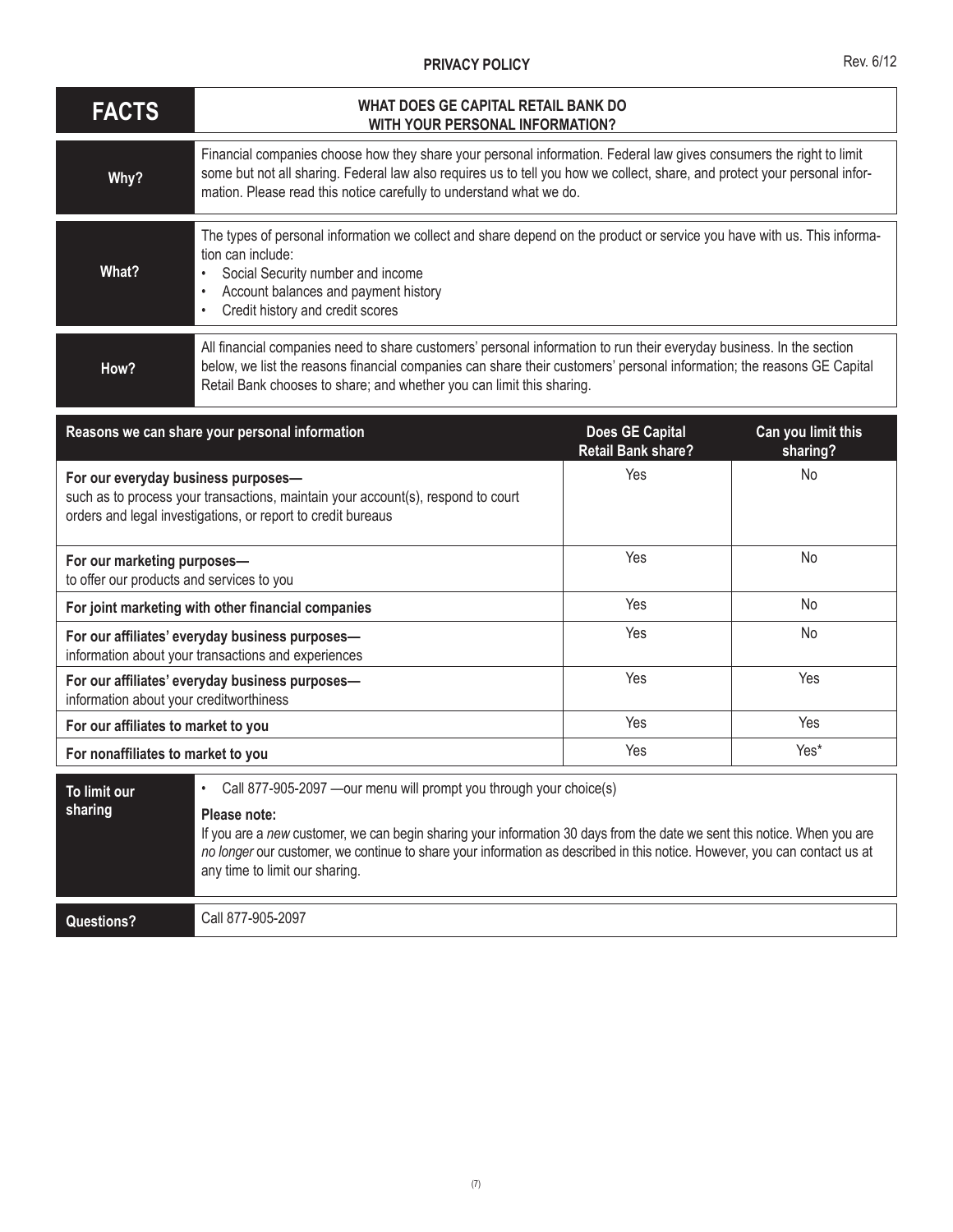# PRIVACY POLICY

Rev. 6/12

| FACTS | WHAT DOES GE CAPITAL RETAIL BANK DO WITH YOUR PERSONAL INFORMATION? |
|---|---|
| **Why?** | Financial companies choose how they share your personal information. Federal law gives consumers the right to limit some but not all sharing. Federal law also requires us to tell you how we collect, share, and protect your personal information. Please read this notice carefully to understand what we do. |
| **What?** | The types of personal information we collect and share depend on the product or service you have with us. This information can include: • Social Security number and income • Account balances and payment history • Credit history and credit scores |
| **How?** | All financial companies need to share customers' personal information to run their everyday business. In the section below, we list the reasons financial companies can share their customers' personal information; the reasons GE Capital Retail Bank chooses to share; and whether you can limit this sharing. |

| Reasons we can share your personal information | Does GE Capital Retail Bank share? | Can you limit this sharing? |
|---|---|---|
| **For our everyday business purposes—** such as to process your transactions, maintain your account(s), respond to court orders and legal investigations, or report to credit bureaus | Yes | No |
| **For our marketing purposes—** to offer our products and services to you | Yes | No |
| **For joint marketing with other financial companies** | Yes | No |
| **For our affiliates' everyday business purposes—** information about your transactions and experiences | Yes | No |
| **For our affiliates' everyday business purposes—** information about your creditworthiness | Yes | Yes |
| **For our affiliates to market to you** | Yes | Yes |
| **For nonaffiliates to market to you** | Yes | Yes* |

| To limit our sharing | • Call 877-905-2097 —our menu will prompt you through your choice(s) **Please note:** If you are a *new* customer, we can begin sharing your information 30 days from the date we sent this notice. When you are *no longer* our customer, we continue to share your information as described in this notice. However, you can contact us at any time to limit our sharing. |
|---|---|
| **Questions?** | Call 877-905-2097 |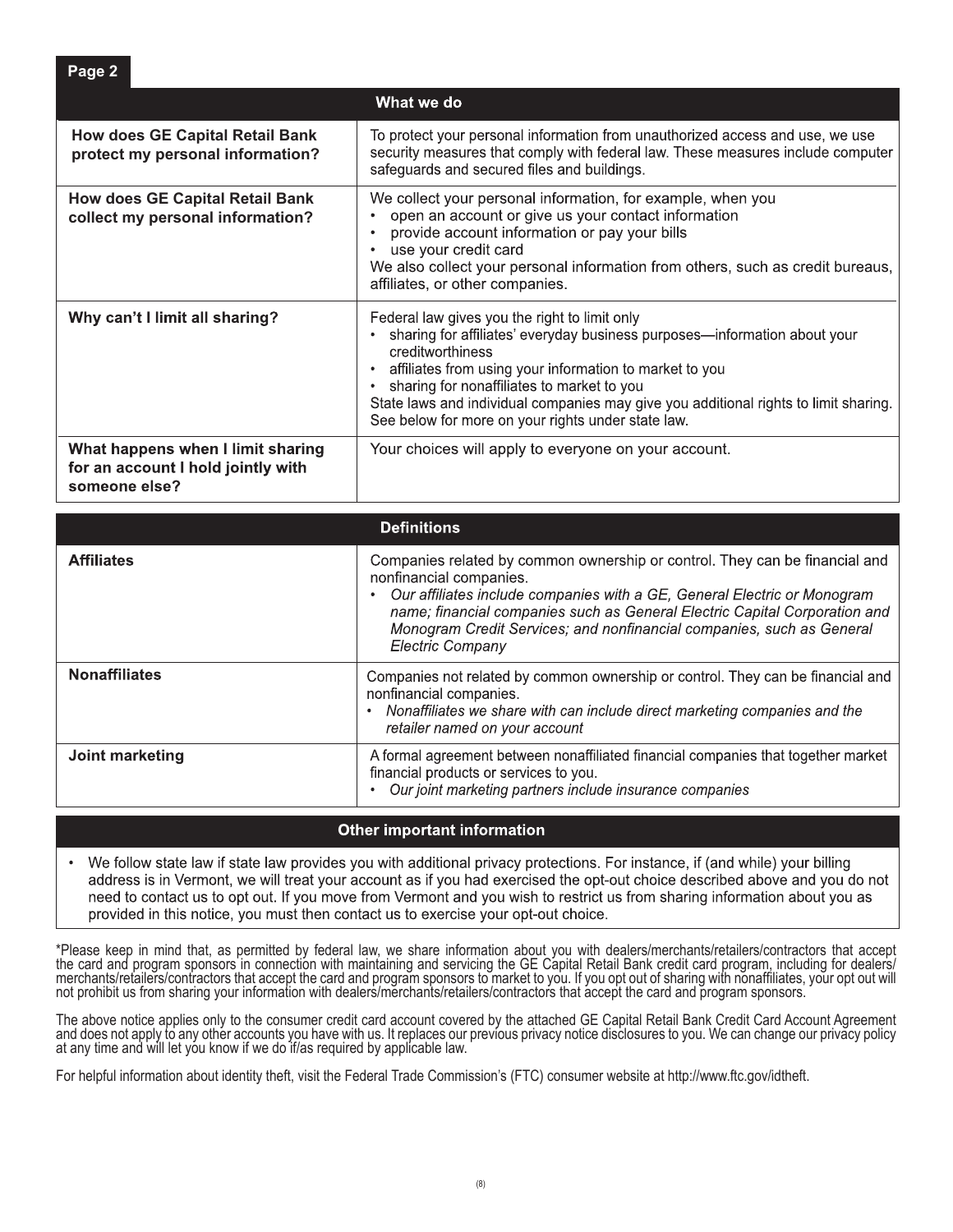Page 2

| What we do | |
|---|---|
| **How does GE Capital Retail Bank protect my personal information?** | To protect your personal information from unauthorized access and use, we use security measures that comply with federal law. These measures include computer safeguards and secured files and buildings. |
| **How does GE Capital Retail Bank collect my personal information?** | We collect your personal information, for example, when you<br>• open an account or give us your contact information<br>• provide account information or pay your bills<br>• use your credit card<br>We also collect your personal information from others, such as credit bureaus, affiliates, or other companies. |
| **Why can't I limit all sharing?** | Federal law gives you the right to limit only<br>• sharing for affiliates' everyday business purposes—information about your creditworthiness<br>• affiliates from using your information to market to you<br>• sharing for nonaffiliates to market to you<br>State laws and individual companies may give you additional rights to limit sharing. See below for more on your rights under state law. |
| **What happens when I limit sharing for an account I hold jointly with someone else?** | Your choices will apply to everyone on your account. |

| Definitions | |
|---|---|
| **Affiliates** | Companies related by common ownership or control. They can be financial and nonfinancial companies.<br>• *Our affiliates include companies with a GE, General Electric or Monogram name; financial companies such as General Electric Capital Corporation and Monogram Credit Services; and nonfinancial companies, such as General Electric Company* |
| **Nonaffiliates** | Companies not related by common ownership or control. They can be financial and nonfinancial companies.<br>• *Nonaffiliates we share with can include direct marketing companies and the retailer named on your account* |
| **Joint marketing** | A formal agreement between nonaffiliated financial companies that together market financial products or services to you.<br>• *Our joint marketing partners include insurance companies* |

## Other important information

- We follow state law if state law provides you with additional privacy protections. For instance, if (and while) your billing address is in Vermont, we will treat your account as if you had exercised the opt-out choice described above and you do not need to contact us to opt out. If you move from Vermont and you wish to restrict us from sharing information about you as provided in this notice, you must then contact us to exercise your opt-out choice.

*Please keep in mind that, as permitted by federal law, we share information about you with dealers/merchants/retailers/contractors that accept the card and program sponsors in connection with maintaining and servicing the GE Capital Retail Bank credit card program, including for dealers/merchants/retailers/contractors that accept the card and program sponsors to market to you. If you opt out of sharing with nonaffiliates, your opt out will not prohibit us from sharing your information with dealers/merchants/retailers/contractors that accept the card and program sponsors.

The above notice applies only to the consumer credit card account covered by the attached GE Capital Retail Bank Credit Card Account Agreement and does not apply to any other accounts you have with us. It replaces our previous privacy notice disclosures to you. We can change our privacy policy at any time and will let you know if we do if/as required by applicable law.

For helpful information about identity theft, visit the Federal Trade Commission's (FTC) consumer website at http://www.ftc.gov/idtheft.